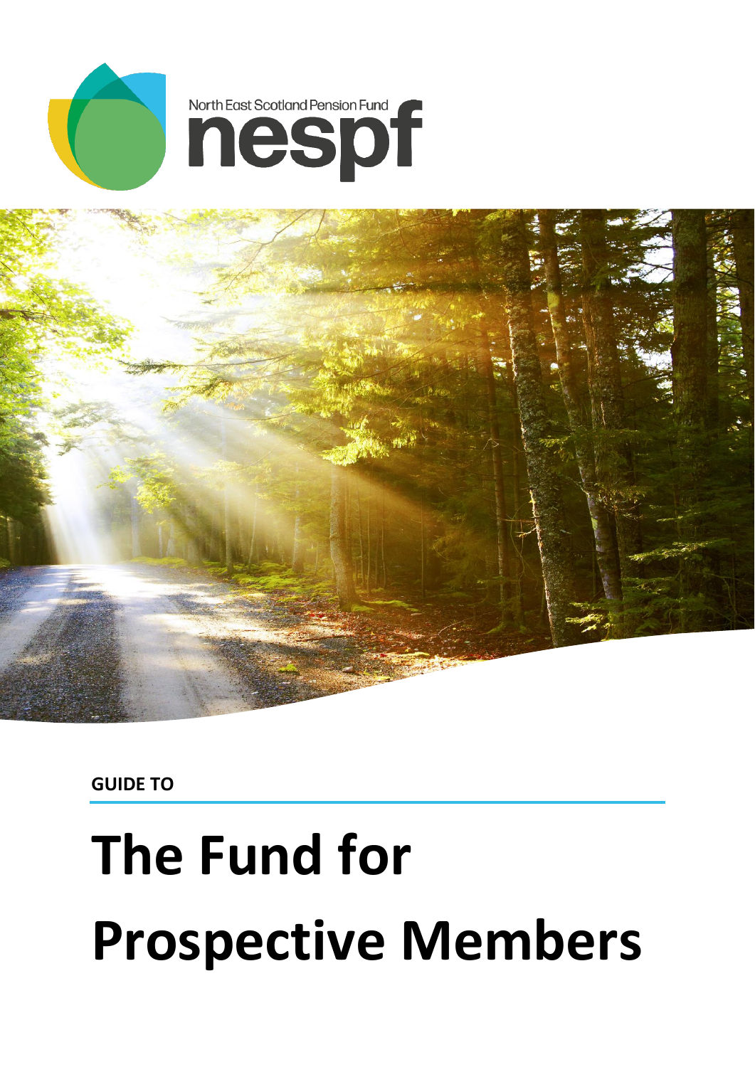North East Scotland Pension Fund

nespf

**GUIDE TO**

# The Fund for Prospective Members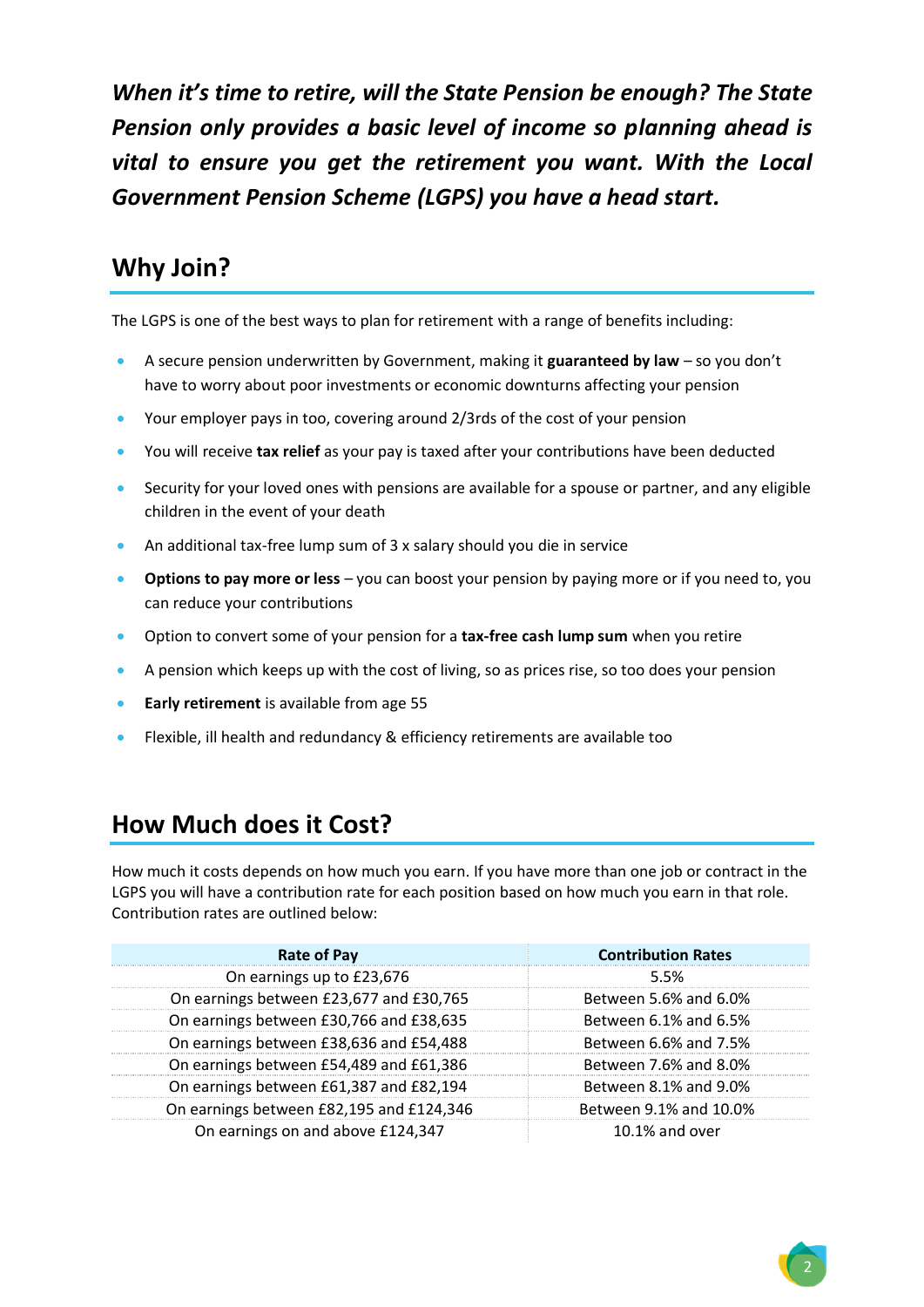***When it's time to retire, will the State Pension be enough? The State Pension only provides a basic level of income so planning ahead is vital to ensure you get the retirement you want. With the Local Government Pension Scheme (LGPS) you have a head start.***

## Why Join?

The LGPS is one of the best ways to plan for retirement with a range of benefits including:

- A secure pension underwritten by Government, making it **guaranteed by law** – so you don't have to worry about poor investments or economic downturns affecting your pension
- Your employer pays in too, covering around 2/3rds of the cost of your pension
- You will receive **tax relief** as your pay is taxed after your contributions have been deducted
- Security for your loved ones with pensions are available for a spouse or partner, and any eligible children in the event of your death
- An additional tax-free lump sum of 3 x salary should you die in service
- **Options to pay more or less** – you can boost your pension by paying more or if you need to, you can reduce your contributions
- Option to convert some of your pension for a **tax-free cash lump sum** when you retire
- A pension which keeps up with the cost of living, so as prices rise, so too does your pension
- **Early retirement** is available from age 55
- Flexible, ill health and redundancy & efficiency retirements are available too

## How Much does it Cost?

How much it costs depends on how much you earn. If you have more than one job or contract in the LGPS you will have a contribution rate for each position based on how much you earn in that role. Contribution rates are outlined below:

| Rate of Pay | Contribution Rates |
|---|---|
| On earnings up to £23,676 | 5.5% |
| On earnings between £23,677 and £30,765 | Between 5.6% and 6.0% |
| On earnings between £30,766 and £38,635 | Between 6.1% and 6.5% |
| On earnings between £38,636 and £54,488 | Between 6.6% and 7.5% |
| On earnings between £54,489 and £61,386 | Between 7.6% and 8.0% |
| On earnings between £61,387 and £82,194 | Between 8.1% and 9.0% |
| On earnings between £82,195 and £124,346 | Between 9.1% and 10.0% |
| On earnings on and above £124,347 | 10.1% and over |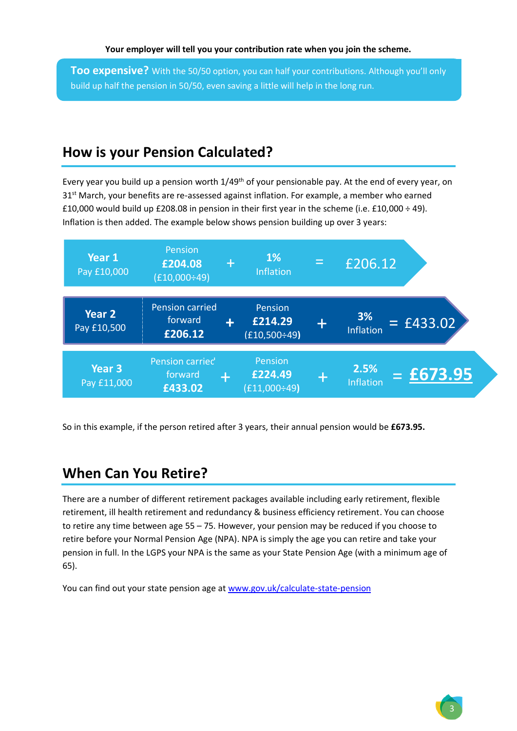**Your employer will tell you your contribution rate when you join the scheme.**

**Too expensive?** With the 50/50 option, you can half your contributions. Although you'll only build up half the pension in 50/50, even saving a little will help in the long run.

## How is your Pension Calculated?

Every year you build up a pension worth 1/49th of your pensionable pay. At the end of every year, on 31st March, your benefits are re-assessed against inflation. For example, a member who earned £10,000 would build up £208.08 in pension in their first year in the scheme (i.e. £10,000 ÷ 49). Inflation is then added. The example below shows pension building up over 3 years:

| Year | Pension carried forward | | Pension | | Inflation | | Total |
|---|---|---|---|---|---|---|---|
| **Year 1** Pay £10,000 | | | Pension **£204.08** (£10,000÷49) | + | **1%** Inflation | = | £206.12 |
| **Year 2** Pay £10,500 | Pension carried forward **£206.12** | + | Pension **£214.29** (£10,500÷49) | + | **3%** Inflation | = | £433.02 |
| **Year 3** Pay £11,000 | Pension carried forward **£433.02** | + | Pension **£224.49** (£11,000÷49) | + | **2.5%** Inflation | = | **£673.95** |

So in this example, if the person retired after 3 years, their annual pension would be **£673.95.**

## When Can You Retire?

There are a number of different retirement packages available including early retirement, flexible retirement, ill health retirement and redundancy & business efficiency retirement. You can choose to retire any time between age 55 – 75. However, your pension may be reduced if you choose to retire before your Normal Pension Age (NPA). NPA is simply the age you can retire and take your pension in full. In the LGPS your NPA is the same as your State Pension Age (with a minimum age of 65).

You can find out your state pension age at www.gov.uk/calculate-state-pension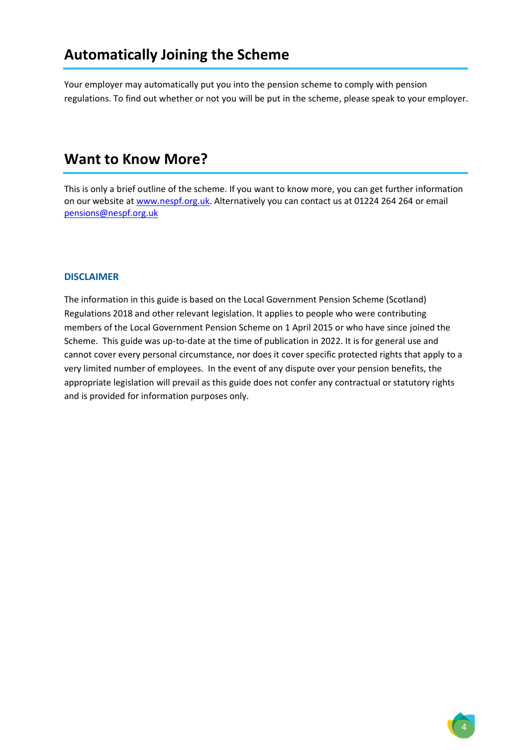## Automatically Joining the Scheme

Your employer may automatically put you into the pension scheme to comply with pension regulations. To find out whether or not you will be put in the scheme, please speak to your employer.

## Want to Know More?

This is only a brief outline of the scheme. If you want to know more, you can get further information on our website at [www.nespf.org.uk](http://www.nespf.org.uk). Alternatively you can contact us at 01224 264 264 or email [pensions@nespf.org.uk](mailto:pensions@nespf.org.uk)

### DISCLAIMER

The information in this guide is based on the Local Government Pension Scheme (Scotland) Regulations 2018 and other relevant legislation. It applies to people who were contributing members of the Local Government Pension Scheme on 1 April 2015 or who have since joined the Scheme. This guide was up-to-date at the time of publication in 2022. It is for general use and cannot cover every personal circumstance, nor does it cover specific protected rights that apply to a very limited number of employees. In the event of any dispute over your pension benefits, the appropriate legislation will prevail as this guide does not confer any contractual or statutory rights and is provided for information purposes only.